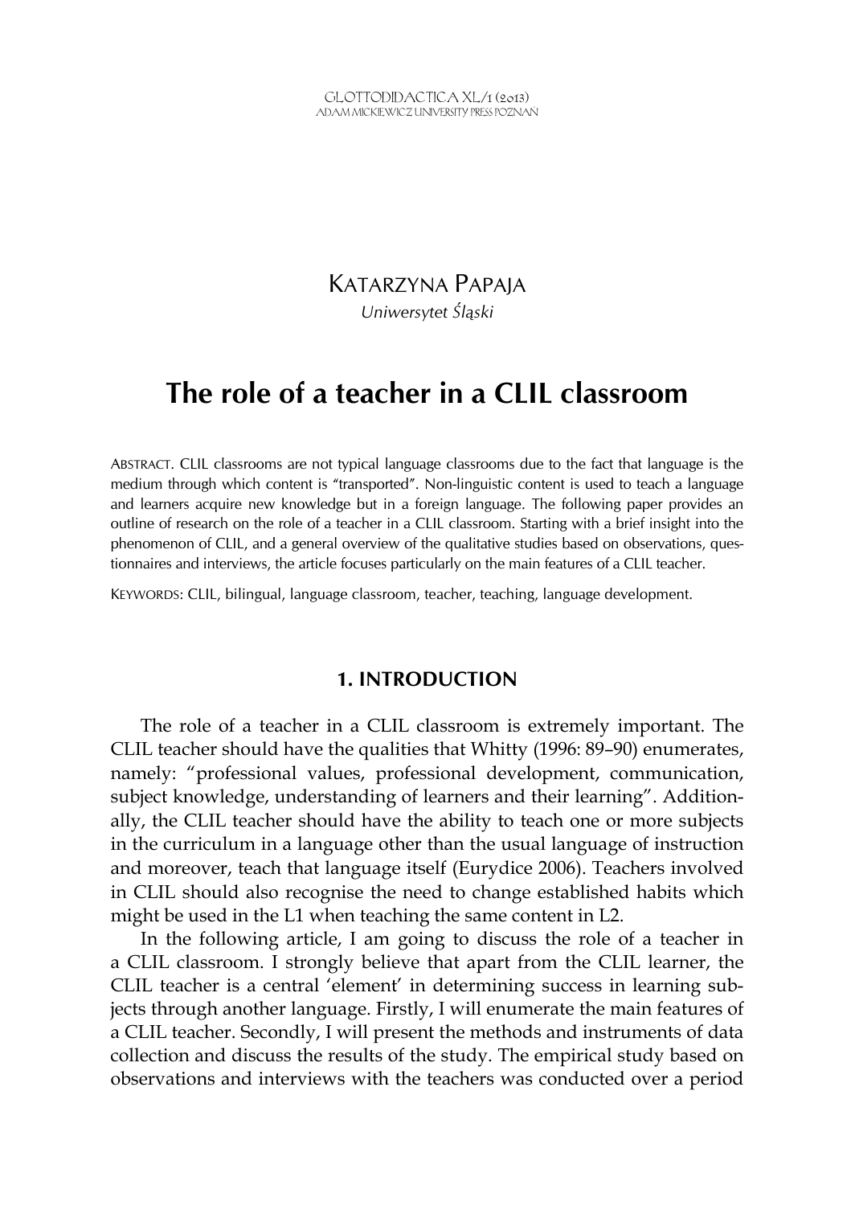KATARZYNA PAPAJA

*Uniwersytet Śląski*

# The role of a teacher in a CLIL classroom

ABSTRACT. CLIL classrooms are not typical language classrooms due to the fact that language is the medium through which content is "transported". Non-linguistic content is used to teach a language and learners acquire new knowledge but in a foreign language. The following paper provides an outline of research on the role of a teacher in a CLIL classroom. Starting with a brief insight into the phenomenon of CLIL, and a general overview of the qualitative studies based on observations, questionnaires and interviews, the article focuses particularly on the main features of a CLIL teacher.

KEYWORDS: CLIL, bilingual, language classroom, teacher, teaching, language development.

## 1. INTRODUCTION

The role of a teacher in a CLIL classroom is extremely important. The CLIL teacher should have the qualities that Whitty (1996: 89–90) enumerates, namely: "professional values, professional development, communication, subject knowledge, understanding of learners and their learning". Additionally, the CLIL teacher should have the ability to teach one or more subjects in the curriculum in a language other than the usual language of instruction and moreover, teach that language itself (Eurydice 2006). Teachers involved in CLIL should also recognise the need to change established habits which might be used in the L1 when teaching the same content in L2.

In the following article, I am going to discuss the role of a teacher in a CLIL classroom. I strongly believe that apart from the CLIL learner, the CLIL teacher is a central 'element' in determining success in learning subjects through another language. Firstly, I will enumerate the main features of a CLIL teacher. Secondly, I will present the methods and instruments of data collection and discuss the results of the study. The empirical study based on observations and interviews with the teachers was conducted over a period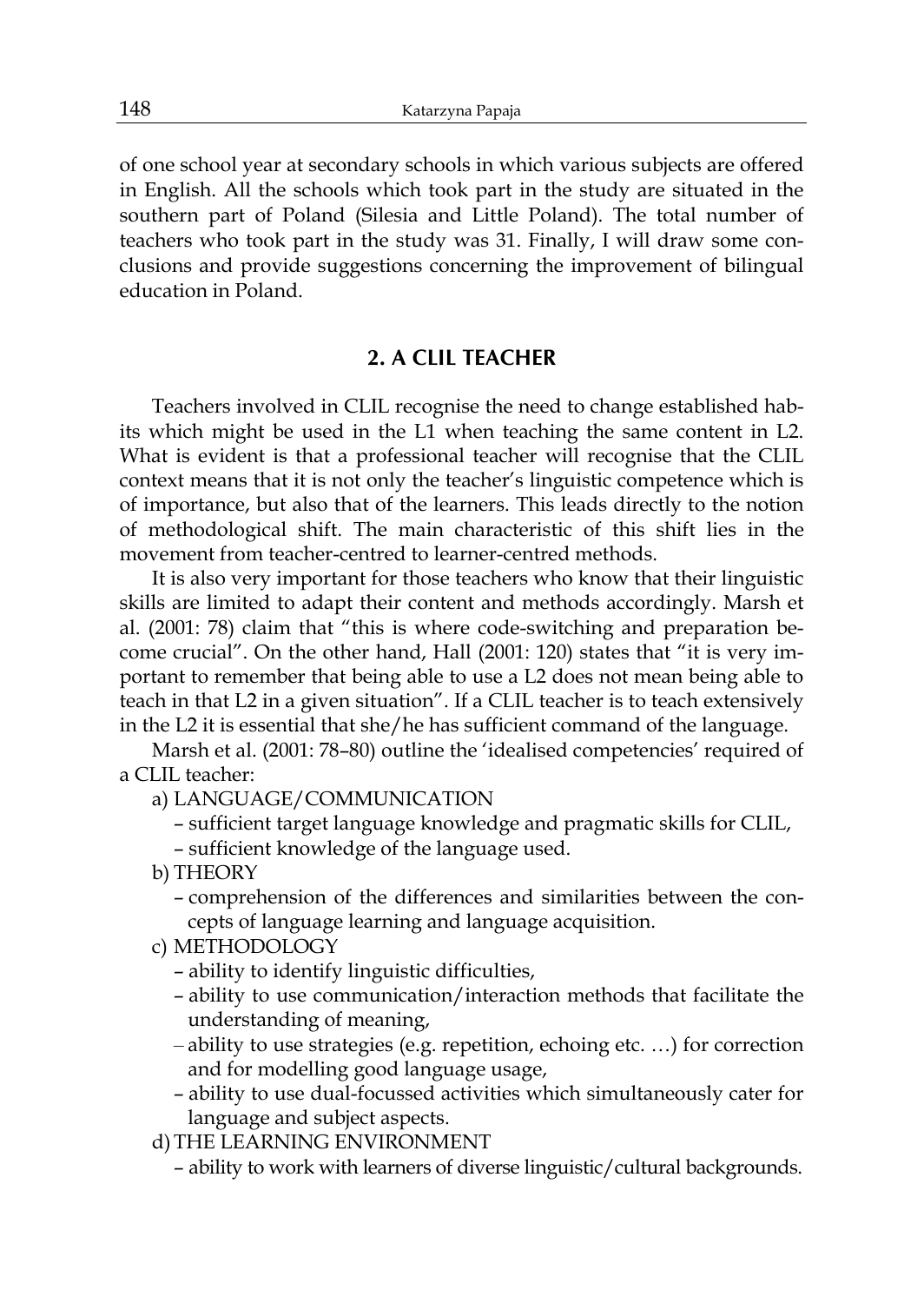of one school year at secondary schools in which various subjects are offered in English. All the schools which took part in the study are situated in the southern part of Poland (Silesia and Little Poland). The total number of teachers who took part in the study was 31. Finally, I will draw some conclusions and provide suggestions concerning the improvement of bilingual education in Poland.

## 2. A CLIL TEACHER

Teachers involved in CLIL recognise the need to change established habits which might be used in the L1 when teaching the same content in L2. What is evident is that a professional teacher will recognise that the CLIL context means that it is not only the teacher's linguistic competence which is of importance, but also that of the learners. This leads directly to the notion of methodological shift. The main characteristic of this shift lies in the movement from teacher-centred to learner-centred methods.

It is also very important for those teachers who know that their linguistic skills are limited to adapt their content and methods accordingly. Marsh et al. (2001: 78) claim that "this is where code-switching and preparation become crucial". On the other hand, Hall (2001: 120) states that "it is very important to remember that being able to use a L2 does not mean being able to teach in that L2 in a given situation". If a CLIL teacher is to teach extensively in the L2 it is essential that she/he has sufficient command of the language.

Marsh et al. (2001: 78–80) outline the 'idealised competencies' required of a CLIL teacher:

a) LANGUAGE/COMMUNICATION
   - sufficient target language knowledge and pragmatic skills for CLIL,
   - sufficient knowledge of the language used.

b) THEORY
   - comprehension of the differences and similarities between the concepts of language learning and language acquisition.

c) METHODOLOGY
   - ability to identify linguistic difficulties,
   - ability to use communication/interaction methods that facilitate the understanding of meaning,
   - ability to use strategies (e.g. repetition, echoing etc. …) for correction and for modelling good language usage,
   - ability to use dual-focussed activities which simultaneously cater for language and subject aspects.

d) THE LEARNING ENVIRONMENT
   - ability to work with learners of diverse linguistic/cultural backgrounds.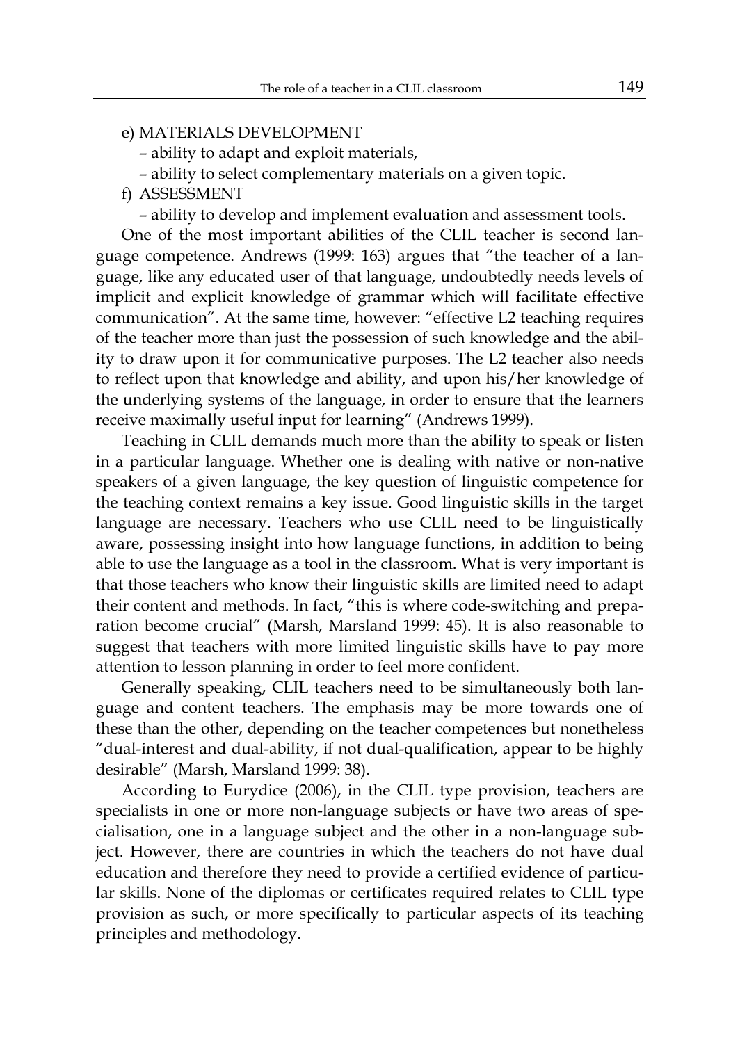e) MATERIALS DEVELOPMENT

– ability to adapt and exploit materials,

– ability to select complementary materials on a given topic.

f) ASSESSMENT

– ability to develop and implement evaluation and assessment tools.

One of the most important abilities of the CLIL teacher is second language competence. Andrews (1999: 163) argues that "the teacher of a language, like any educated user of that language, undoubtedly needs levels of implicit and explicit knowledge of grammar which will facilitate effective communication". At the same time, however: "effective L2 teaching requires of the teacher more than just the possession of such knowledge and the ability to draw upon it for communicative purposes. The L2 teacher also needs to reflect upon that knowledge and ability, and upon his/her knowledge of the underlying systems of the language, in order to ensure that the learners receive maximally useful input for learning" (Andrews 1999).

Teaching in CLIL demands much more than the ability to speak or listen in a particular language. Whether one is dealing with native or non-native speakers of a given language, the key question of linguistic competence for the teaching context remains a key issue. Good linguistic skills in the target language are necessary. Teachers who use CLIL need to be linguistically aware, possessing insight into how language functions, in addition to being able to use the language as a tool in the classroom. What is very important is that those teachers who know their linguistic skills are limited need to adapt their content and methods. In fact, "this is where code-switching and preparation become crucial" (Marsh, Marsland 1999: 45). It is also reasonable to suggest that teachers with more limited linguistic skills have to pay more attention to lesson planning in order to feel more confident.

Generally speaking, CLIL teachers need to be simultaneously both language and content teachers. The emphasis may be more towards one of these than the other, depending on the teacher competences but nonetheless "dual-interest and dual-ability, if not dual-qualification, appear to be highly desirable" (Marsh, Marsland 1999: 38).

According to Eurydice (2006), in the CLIL type provision, teachers are specialists in one or more non-language subjects or have two areas of specialisation, one in a language subject and the other in a non-language subject. However, there are countries in which the teachers do not have dual education and therefore they need to provide a certified evidence of particular skills. None of the diplomas or certificates required relates to CLIL type provision as such, or more specifically to particular aspects of its teaching principles and methodology.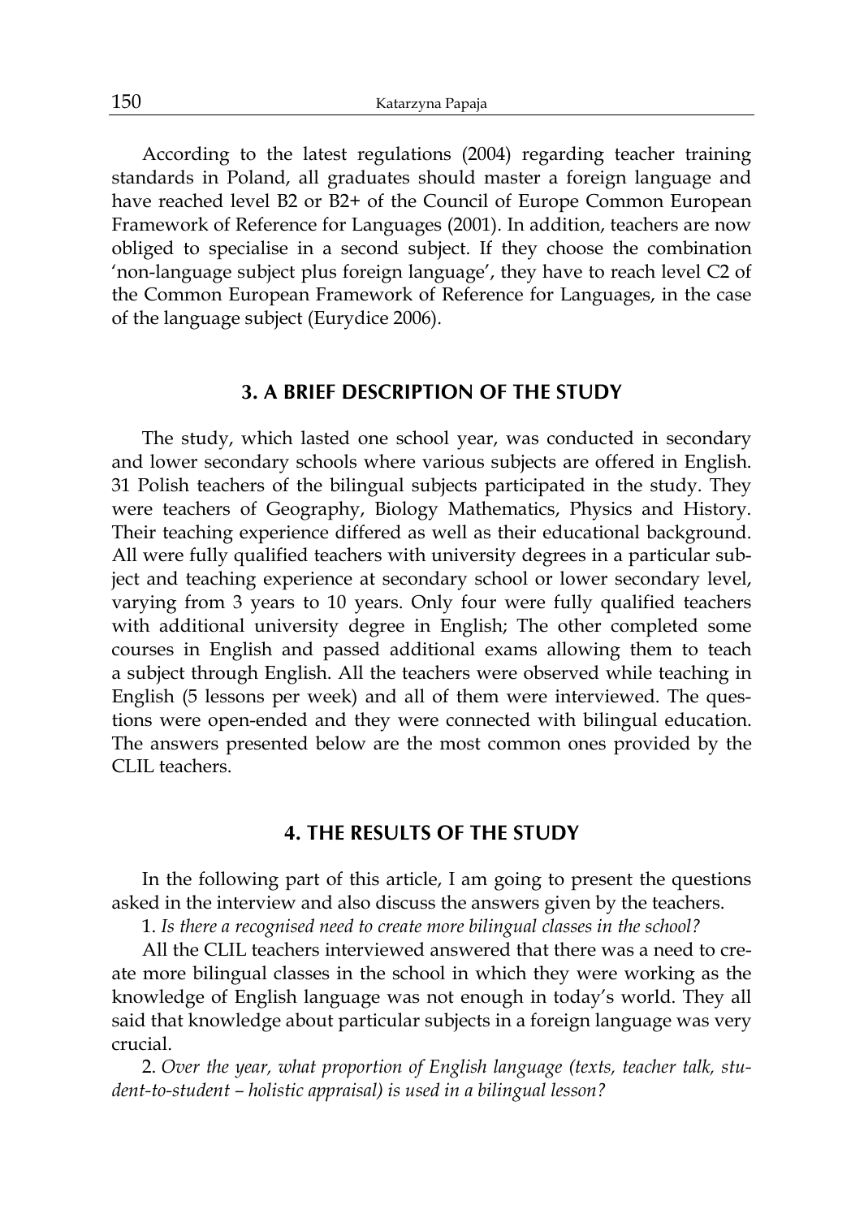According to the latest regulations (2004) regarding teacher training standards in Poland, all graduates should master a foreign language and have reached level B2 or B2+ of the Council of Europe Common European Framework of Reference for Languages (2001). In addition, teachers are now obliged to specialise in a second subject. If they choose the combination 'non-language subject plus foreign language', they have to reach level C2 of the Common European Framework of Reference for Languages, in the case of the language subject (Eurydice 2006).

## 3. A BRIEF DESCRIPTION OF THE STUDY

The study, which lasted one school year, was conducted in secondary and lower secondary schools where various subjects are offered in English. 31 Polish teachers of the bilingual subjects participated in the study. They were teachers of Geography, Biology Mathematics, Physics and History. Their teaching experience differed as well as their educational background. All were fully qualified teachers with university degrees in a particular subject and teaching experience at secondary school or lower secondary level, varying from 3 years to 10 years. Only four were fully qualified teachers with additional university degree in English; The other completed some courses in English and passed additional exams allowing them to teach a subject through English. All the teachers were observed while teaching in English (5 lessons per week) and all of them were interviewed. The questions were open-ended and they were connected with bilingual education. The answers presented below are the most common ones provided by the CLIL teachers.

## 4. THE RESULTS OF THE STUDY

In the following part of this article, I am going to present the questions asked in the interview and also discuss the answers given by the teachers.

1. *Is there a recognised need to create more bilingual classes in the school?*

All the CLIL teachers interviewed answered that there was a need to create more bilingual classes in the school in which they were working as the knowledge of English language was not enough in today's world. They all said that knowledge about particular subjects in a foreign language was very crucial.

2. *Over the year, what proportion of English language (texts, teacher talk, student-to-student – holistic appraisal) is used in a bilingual lesson?*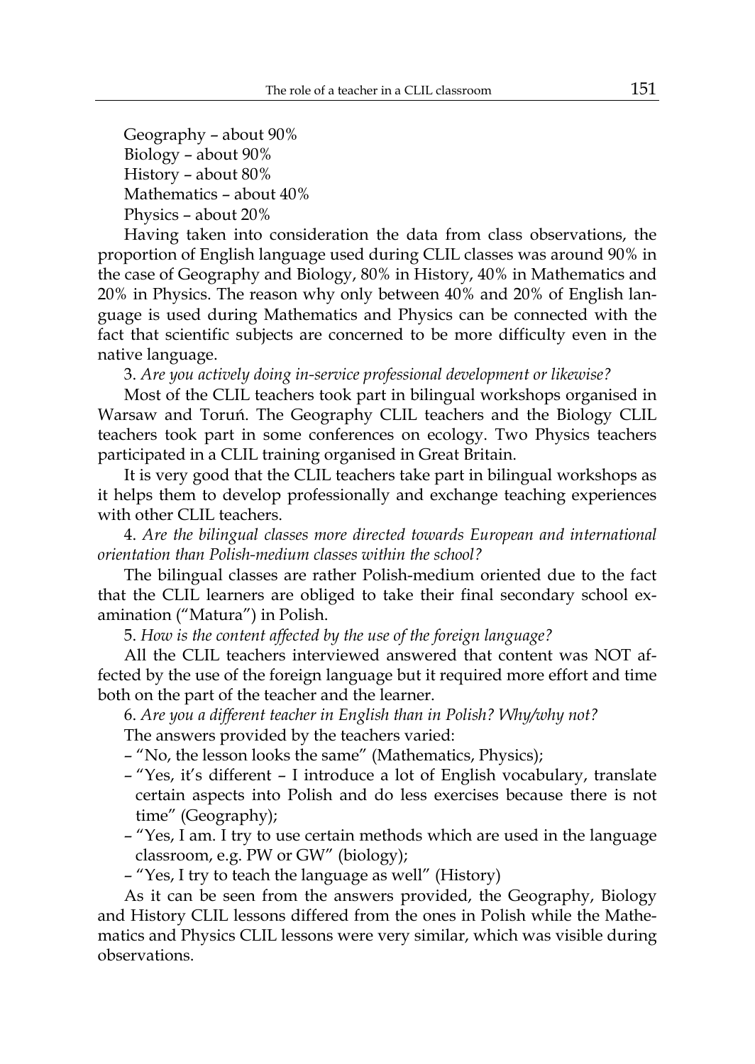Geography – about 90%  
Biology – about 90%  
History – about 80%  
Mathematics – about 40%  
Physics – about 20%

Having taken into consideration the data from class observations, the proportion of English language used during CLIL classes was around 90% in the case of Geography and Biology, 80% in History, 40% in Mathematics and 20% in Physics. The reason why only between 40% and 20% of English language is used during Mathematics and Physics can be connected with the fact that scientific subjects are concerned to be more difficulty even in the native language.

3. *Are you actively doing in-service professional development or likewise?*

Most of the CLIL teachers took part in bilingual workshops organised in Warsaw and Toruń. The Geography CLIL teachers and the Biology CLIL teachers took part in some conferences on ecology. Two Physics teachers participated in a CLIL training organised in Great Britain.

It is very good that the CLIL teachers take part in bilingual workshops as it helps them to develop professionally and exchange teaching experiences with other CLIL teachers.

4. *Are the bilingual classes more directed towards European and international orientation than Polish-medium classes within the school?*

The bilingual classes are rather Polish-medium oriented due to the fact that the CLIL learners are obliged to take their final secondary school examination ("Matura") in Polish.

5. *How is the content affected by the use of the foreign language?*

All the CLIL teachers interviewed answered that content was NOT affected by the use of the foreign language but it required more effort and time both on the part of the teacher and the learner.

6. *Are you a different teacher in English than in Polish? Why/why not?*

The answers provided by the teachers varied:

- "No, the lesson looks the same" (Mathematics, Physics);
- "Yes, it's different – I introduce a lot of English vocabulary, translate certain aspects into Polish and do less exercises because there is not time" (Geography);
- "Yes, I am. I try to use certain methods which are used in the language classroom, e.g. PW or GW" (biology);
- "Yes, I try to teach the language as well" (History)

As it can be seen from the answers provided, the Geography, Biology and History CLIL lessons differed from the ones in Polish while the Mathematics and Physics CLIL lessons were very similar, which was visible during observations.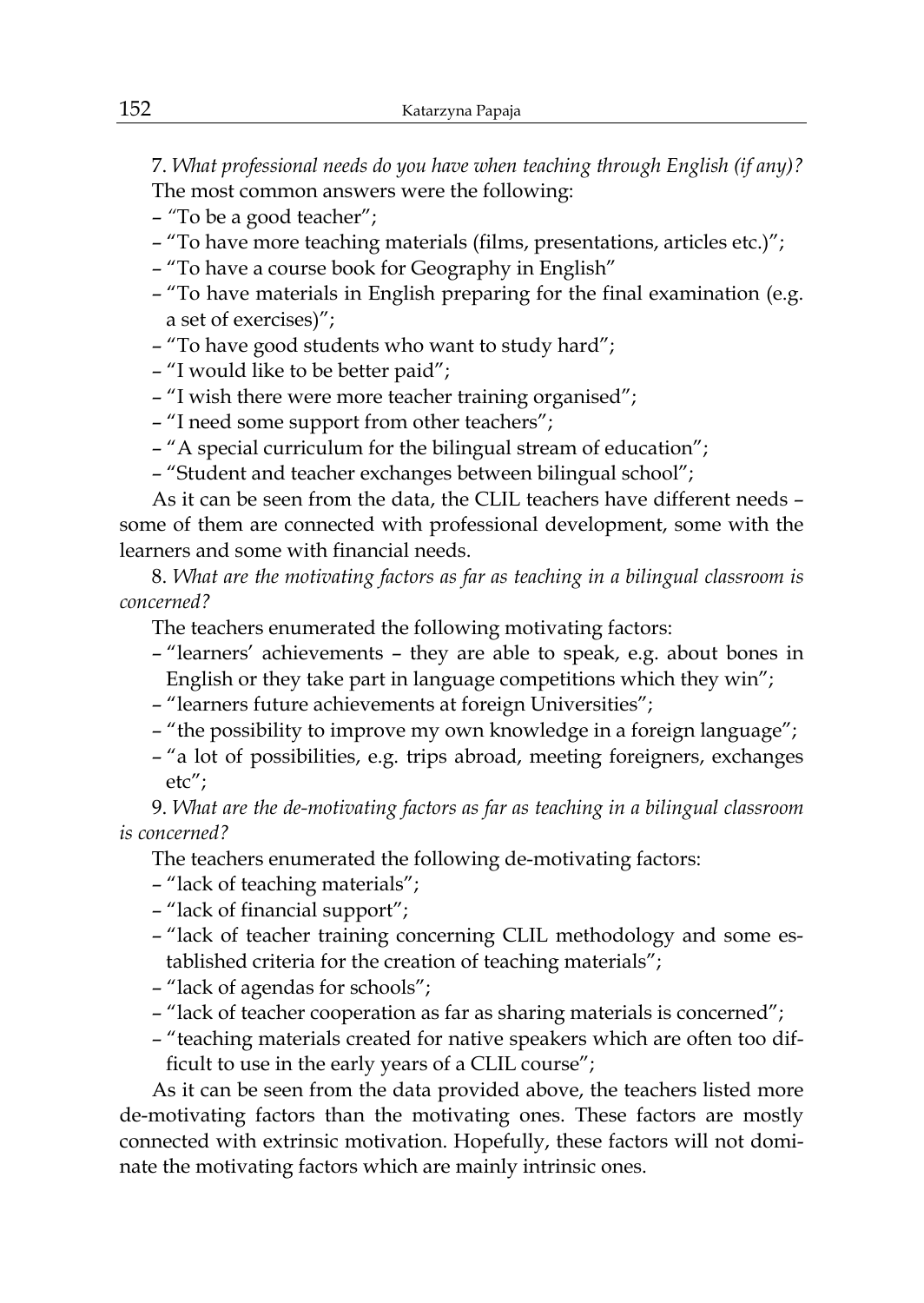7. *What professional needs do you have when teaching through English (if any)?*

The most common answers were the following:

– "To be a good teacher";
– "To have more teaching materials (films, presentations, articles etc.)";
– "To have a course book for Geography in English"
– "To have materials in English preparing for the final examination (e.g. a set of exercises)";
– "To have good students who want to study hard";
– "I would like to be better paid";
– "I wish there were more teacher training organised";
– "I need some support from other teachers";
– "A special curriculum for the bilingual stream of education";
– "Student and teacher exchanges between bilingual school";

As it can be seen from the data, the CLIL teachers have different needs – some of them are connected with professional development, some with the learners and some with financial needs.

8. *What are the motivating factors as far as teaching in a bilingual classroom is concerned?*

The teachers enumerated the following motivating factors:

– "learners' achievements – they are able to speak, e.g. about bones in English or they take part in language competitions which they win";
– "learners future achievements at foreign Universities";
– "the possibility to improve my own knowledge in a foreign language";
– "a lot of possibilities, e.g. trips abroad, meeting foreigners, exchanges etc";

9. *What are the de-motivating factors as far as teaching in a bilingual classroom is concerned?*

The teachers enumerated the following de-motivating factors:

– "lack of teaching materials";
– "lack of financial support";
– "lack of teacher training concerning CLIL methodology and some established criteria for the creation of teaching materials";
– "lack of agendas for schools";
– "lack of teacher cooperation as far as sharing materials is concerned";
– "teaching materials created for native speakers which are often too difficult to use in the early years of a CLIL course";

As it can be seen from the data provided above, the teachers listed more de-motivating factors than the motivating ones. These factors are mostly connected with extrinsic motivation. Hopefully, these factors will not dominate the motivating factors which are mainly intrinsic ones.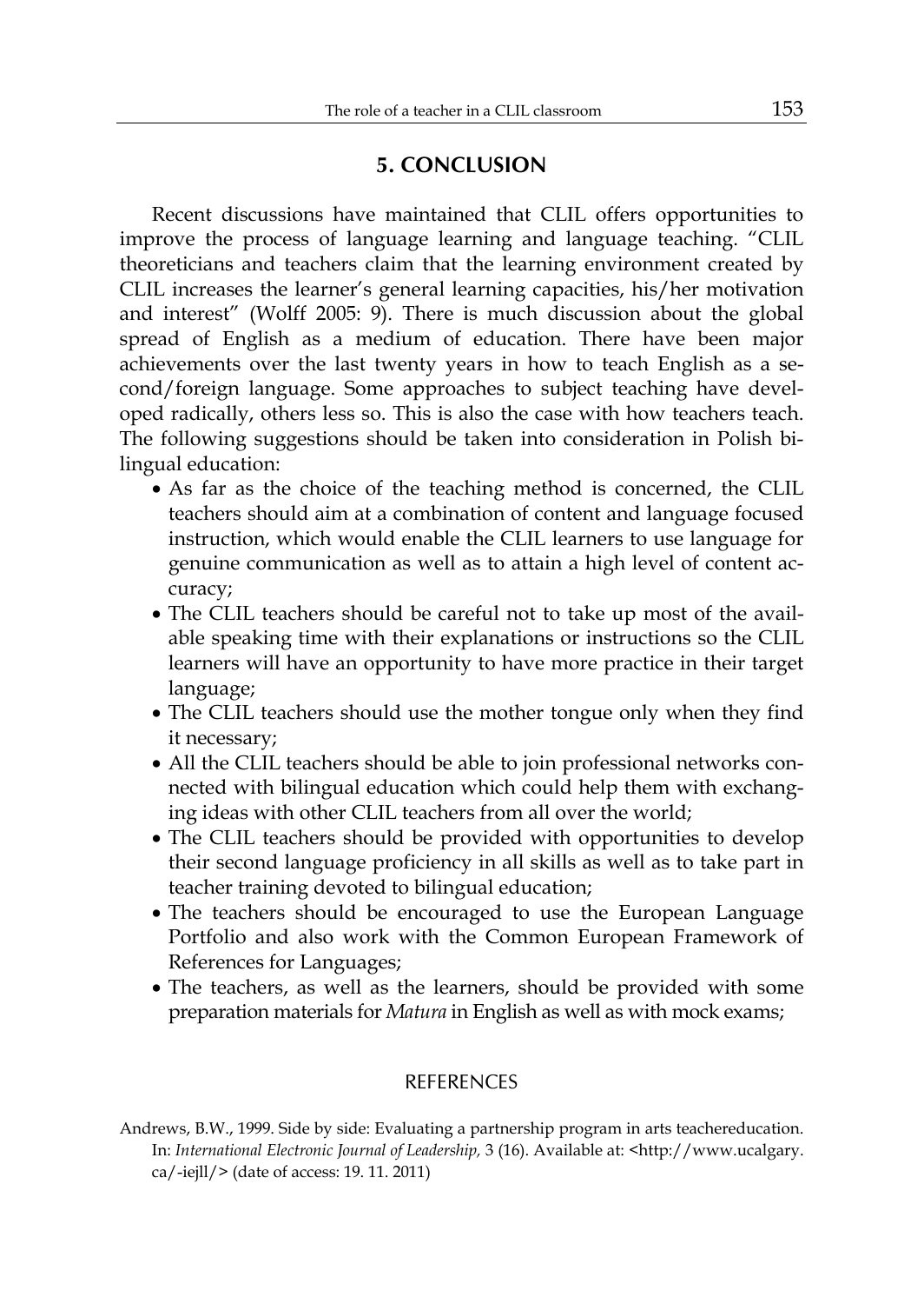## 5. CONCLUSION

Recent discussions have maintained that CLIL offers opportunities to improve the process of language learning and language teaching. "CLIL theoreticians and teachers claim that the learning environment created by CLIL increases the learner's general learning capacities, his/her motivation and interest" (Wolff 2005: 9). There is much discussion about the global spread of English as a medium of education. There have been major achievements over the last twenty years in how to teach English as a second/foreign language. Some approaches to subject teaching have developed radically, others less so. This is also the case with how teachers teach. The following suggestions should be taken into consideration in Polish bilingual education:

- As far as the choice of the teaching method is concerned, the CLIL teachers should aim at a combination of content and language focused instruction, which would enable the CLIL learners to use language for genuine communication as well as to attain a high level of content accuracy;
- The CLIL teachers should be careful not to take up most of the available speaking time with their explanations or instructions so the CLIL learners will have an opportunity to have more practice in their target language;
- The CLIL teachers should use the mother tongue only when they find it necessary;
- All the CLIL teachers should be able to join professional networks connected with bilingual education which could help them with exchanging ideas with other CLIL teachers from all over the world;
- The CLIL teachers should be provided with opportunities to develop their second language proficiency in all skills as well as to take part in teacher training devoted to bilingual education;
- The teachers should be encouraged to use the European Language Portfolio and also work with the Common European Framework of References for Languages;
- The teachers, as well as the learners, should be provided with some preparation materials for *Matura* in English as well as with mock exams;

## REFERENCES

Andrews, B.W., 1999. Side by side: Evaluating a partnership program in arts teachereducation. In: *International Electronic Journal of Leadership,* 3 (16). Available at: <http://www.ucalgary.ca/-iejll/> (date of access: 19. 11. 2011)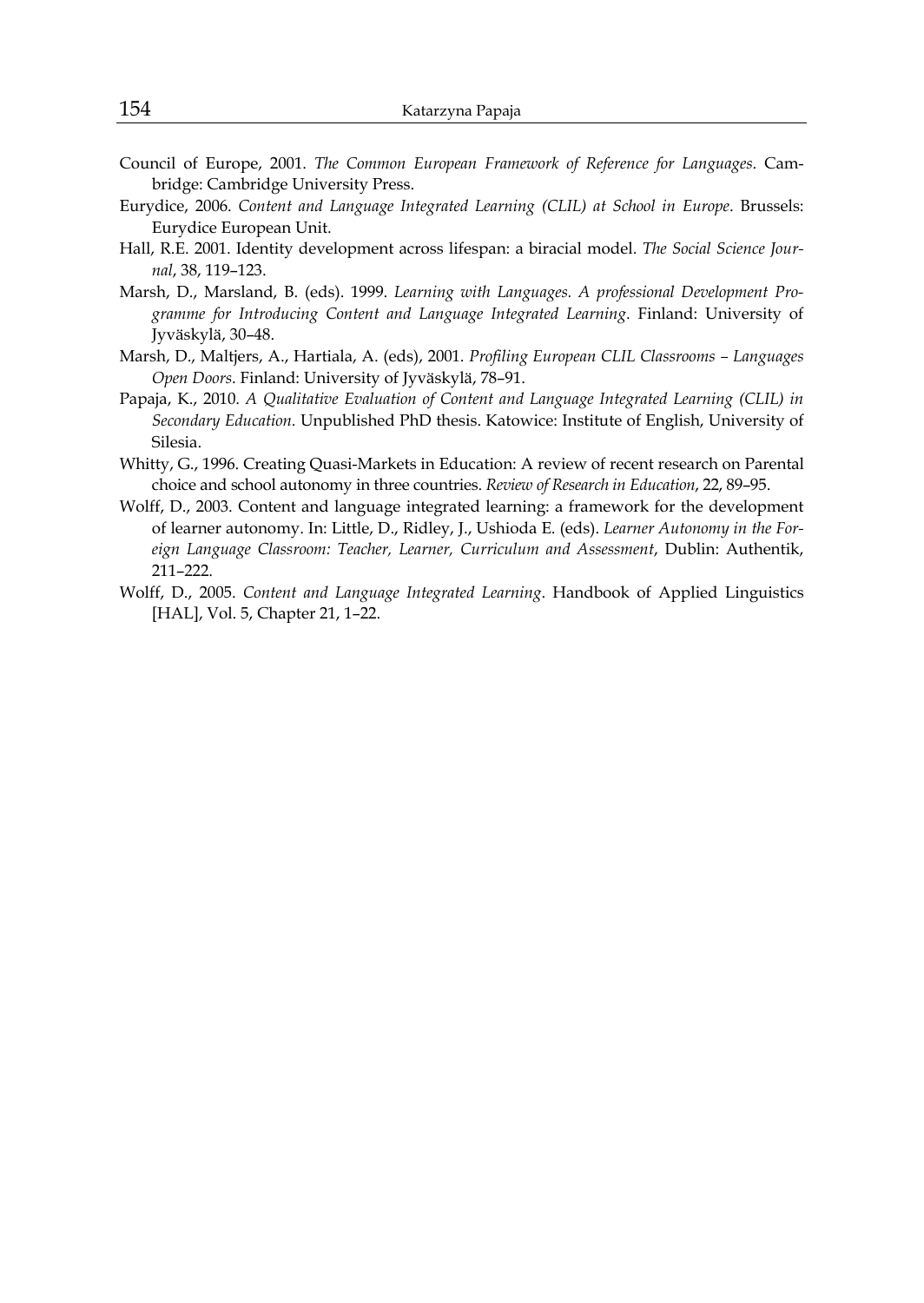Council of Europe, 2001. *The Common European Framework of Reference for Languages*. Cambridge: Cambridge University Press.

Eurydice, 2006. *Content and Language Integrated Learning (CLIL) at School in Europe*. Brussels: Eurydice European Unit.

Hall, R.E. 2001. Identity development across lifespan: a biracial model. *The Social Science Journal*, 38, 119–123.

Marsh, D., Marsland, B. (eds). 1999. *Learning with Languages. A professional Development Programme for Introducing Content and Language Integrated Learning*. Finland: University of Jyväskylä, 30–48.

Marsh, D., Maltjers, A., Hartiala, A. (eds), 2001. *Profiling European CLIL Classrooms – Languages Open Doors*. Finland: University of Jyväskylä, 78–91.

Papaja, K., 2010. *A Qualitative Evaluation of Content and Language Integrated Learning (CLIL) in Secondary Education.* Unpublished PhD thesis. Katowice: Institute of English, University of Silesia.

Whitty, G., 1996. Creating Quasi-Markets in Education: A review of recent research on Parental choice and school autonomy in three countries. *Review of Research in Education*, 22, 89–95.

Wolff, D., 2003. Content and language integrated learning: a framework for the development of learner autonomy. In: Little, D., Ridley, J., Ushioda E. (eds). *Learner Autonomy in the Foreign Language Classroom: Teacher, Learner, Curriculum and Assessment*, Dublin: Authentik, 211–222.

Wolff, D., 2005. *Content and Language Integrated Learning.* Handbook of Applied Linguistics [HAL], Vol. 5, Chapter 21, 1–22.